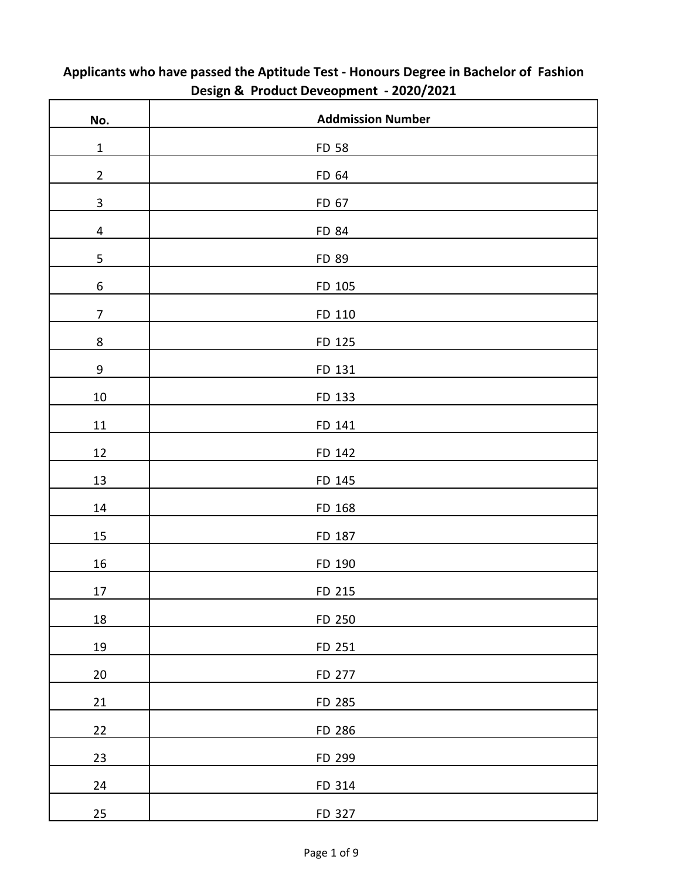**Applicants who have passed the Aptitude Test - Honours Degree in Bachelor of Fashion Design & Product Deveopment - 2020/2021**

| No. | Addmission Number |
|---|---|
| 1 | FD 58 |
| 2 | FD 64 |
| 3 | FD 67 |
| 4 | FD 84 |
| 5 | FD 89 |
| 6 | FD 105 |
| 7 | FD 110 |
| 8 | FD 125 |
| 9 | FD 131 |
| 10 | FD 133 |
| 11 | FD 141 |
| 12 | FD 142 |
| 13 | FD 145 |
| 14 | FD 168 |
| 15 | FD 187 |
| 16 | FD 190 |
| 17 | FD 215 |
| 18 | FD 250 |
| 19 | FD 251 |
| 20 | FD 277 |
| 21 | FD 285 |
| 22 | FD 286 |
| 23 | FD 299 |
| 24 | FD 314 |
| 25 | FD 327 |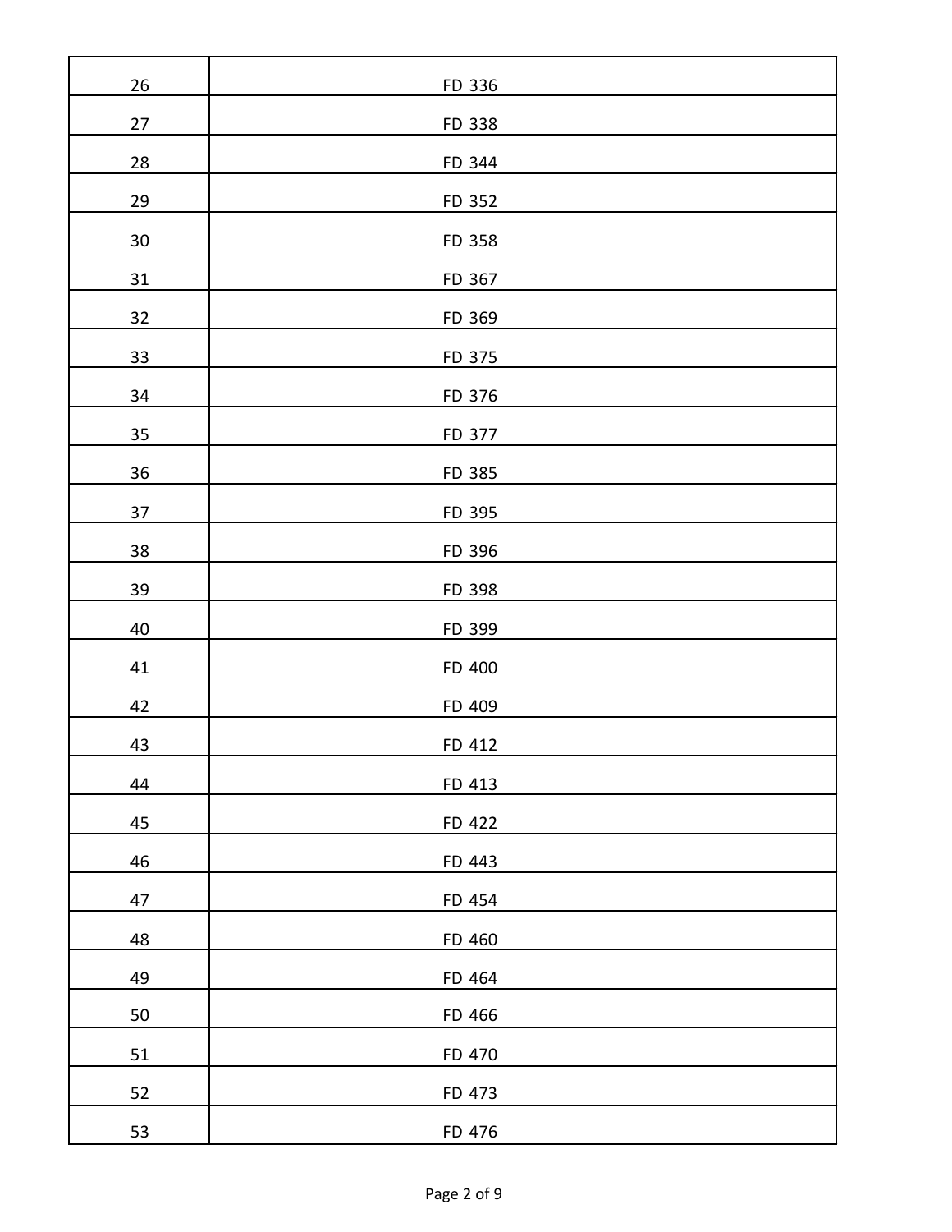| | |
|---|---|
| 26 | FD 336 |
| 27 | FD 338 |
| 28 | FD 344 |
| 29 | FD 352 |
| 30 | FD 358 |
| 31 | FD 367 |
| 32 | FD 369 |
| 33 | FD 375 |
| 34 | FD 376 |
| 35 | FD 377 |
| 36 | FD 385 |
| 37 | FD 395 |
| 38 | FD 396 |
| 39 | FD 398 |
| 40 | FD 399 |
| 41 | FD 400 |
| 42 | FD 409 |
| 43 | FD 412 |
| 44 | FD 413 |
| 45 | FD 422 |
| 46 | FD 443 |
| 47 | FD 454 |
| 48 | FD 460 |
| 49 | FD 464 |
| 50 | FD 466 |
| 51 | FD 470 |
| 52 | FD 473 |
| 53 | FD 476 |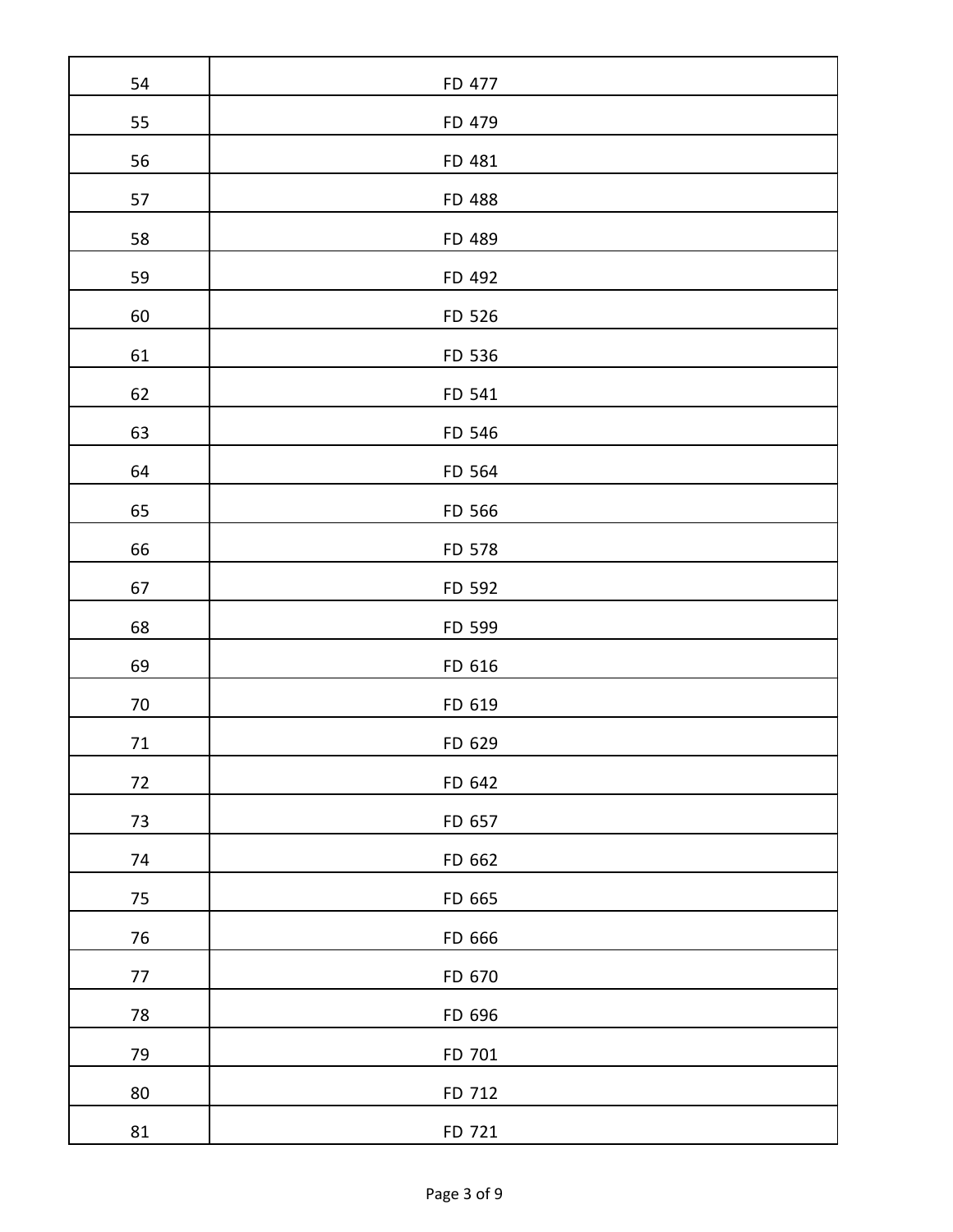| | |
|---|---|
| 54 | FD 477 |
| 55 | FD 479 |
| 56 | FD 481 |
| 57 | FD 488 |
| 58 | FD 489 |
| 59 | FD 492 |
| 60 | FD 526 |
| 61 | FD 536 |
| 62 | FD 541 |
| 63 | FD 546 |
| 64 | FD 564 |
| 65 | FD 566 |
| 66 | FD 578 |
| 67 | FD 592 |
| 68 | FD 599 |
| 69 | FD 616 |
| 70 | FD 619 |
| 71 | FD 629 |
| 72 | FD 642 |
| 73 | FD 657 |
| 74 | FD 662 |
| 75 | FD 665 |
| 76 | FD 666 |
| 77 | FD 670 |
| 78 | FD 696 |
| 79 | FD 701 |
| 80 | FD 712 |
| 81 | FD 721 |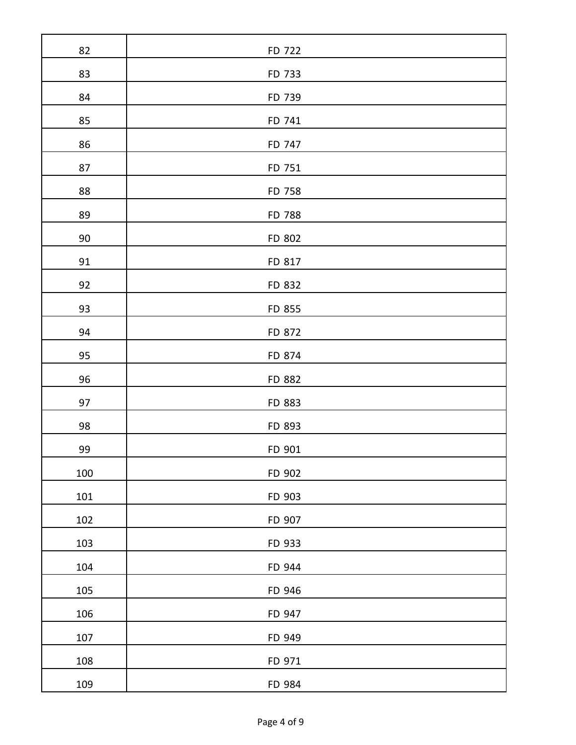| 82 | FD 722 |
|---|---|
| 83 | FD 733 |
| 84 | FD 739 |
| 85 | FD 741 |
| 86 | FD 747 |
| 87 | FD 751 |
| 88 | FD 758 |
| 89 | FD 788 |
| 90 | FD 802 |
| 91 | FD 817 |
| 92 | FD 832 |
| 93 | FD 855 |
| 94 | FD 872 |
| 95 | FD 874 |
| 96 | FD 882 |
| 97 | FD 883 |
| 98 | FD 893 |
| 99 | FD 901 |
| 100 | FD 902 |
| 101 | FD 903 |
| 102 | FD 907 |
| 103 | FD 933 |
| 104 | FD 944 |
| 105 | FD 946 |
| 106 | FD 947 |
| 107 | FD 949 |
| 108 | FD 971 |
| 109 | FD 984 |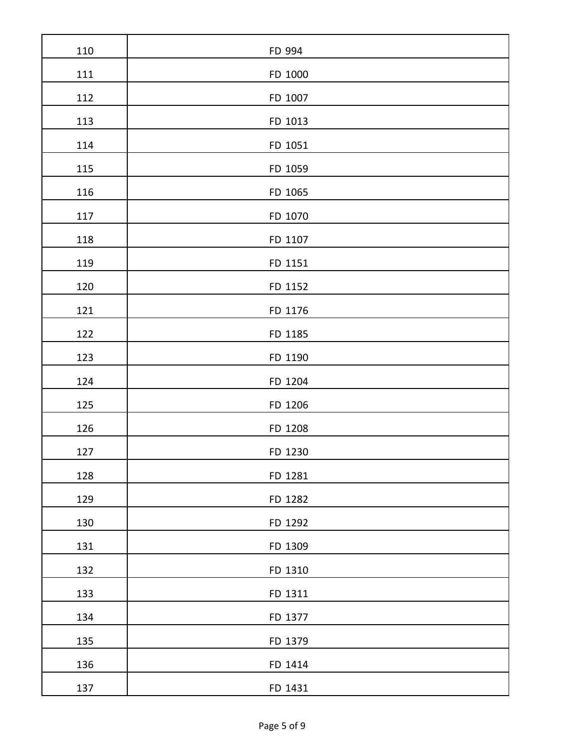| 110 | FD 994 |
|---|---|
| 111 | FD 1000 |
| 112 | FD 1007 |
| 113 | FD 1013 |
| 114 | FD 1051 |
| 115 | FD 1059 |
| 116 | FD 1065 |
| 117 | FD 1070 |
| 118 | FD 1107 |
| 119 | FD 1151 |
| 120 | FD 1152 |
| 121 | FD 1176 |
| 122 | FD 1185 |
| 123 | FD 1190 |
| 124 | FD 1204 |
| 125 | FD 1206 |
| 126 | FD 1208 |
| 127 | FD 1230 |
| 128 | FD 1281 |
| 129 | FD 1282 |
| 130 | FD 1292 |
| 131 | FD 1309 |
| 132 | FD 1310 |
| 133 | FD 1311 |
| 134 | FD 1377 |
| 135 | FD 1379 |
| 136 | FD 1414 |
| 137 | FD 1431 |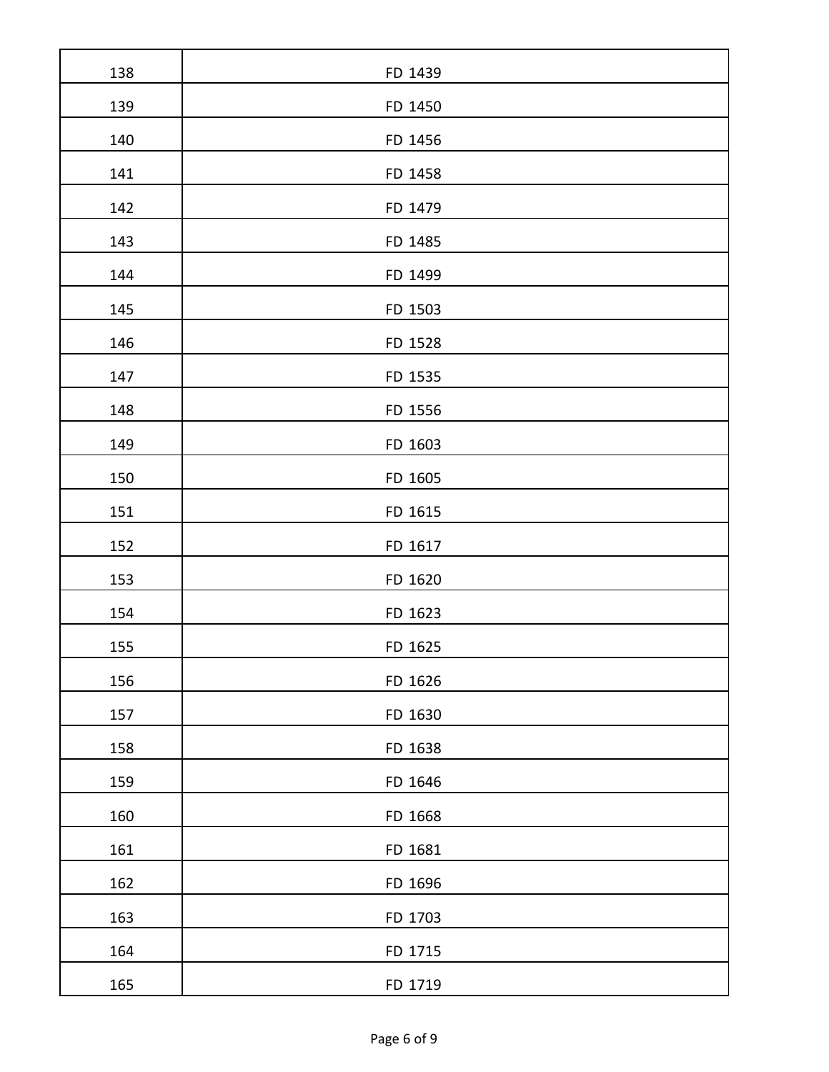| | |
|---|---|
| 138 | FD 1439 |
| 139 | FD 1450 |
| 140 | FD 1456 |
| 141 | FD 1458 |
| 142 | FD 1479 |
| 143 | FD 1485 |
| 144 | FD 1499 |
| 145 | FD 1503 |
| 146 | FD 1528 |
| 147 | FD 1535 |
| 148 | FD 1556 |
| 149 | FD 1603 |
| 150 | FD 1605 |
| 151 | FD 1615 |
| 152 | FD 1617 |
| 153 | FD 1620 |
| 154 | FD 1623 |
| 155 | FD 1625 |
| 156 | FD 1626 |
| 157 | FD 1630 |
| 158 | FD 1638 |
| 159 | FD 1646 |
| 160 | FD 1668 |
| 161 | FD 1681 |
| 162 | FD 1696 |
| 163 | FD 1703 |
| 164 | FD 1715 |
| 165 | FD 1719 |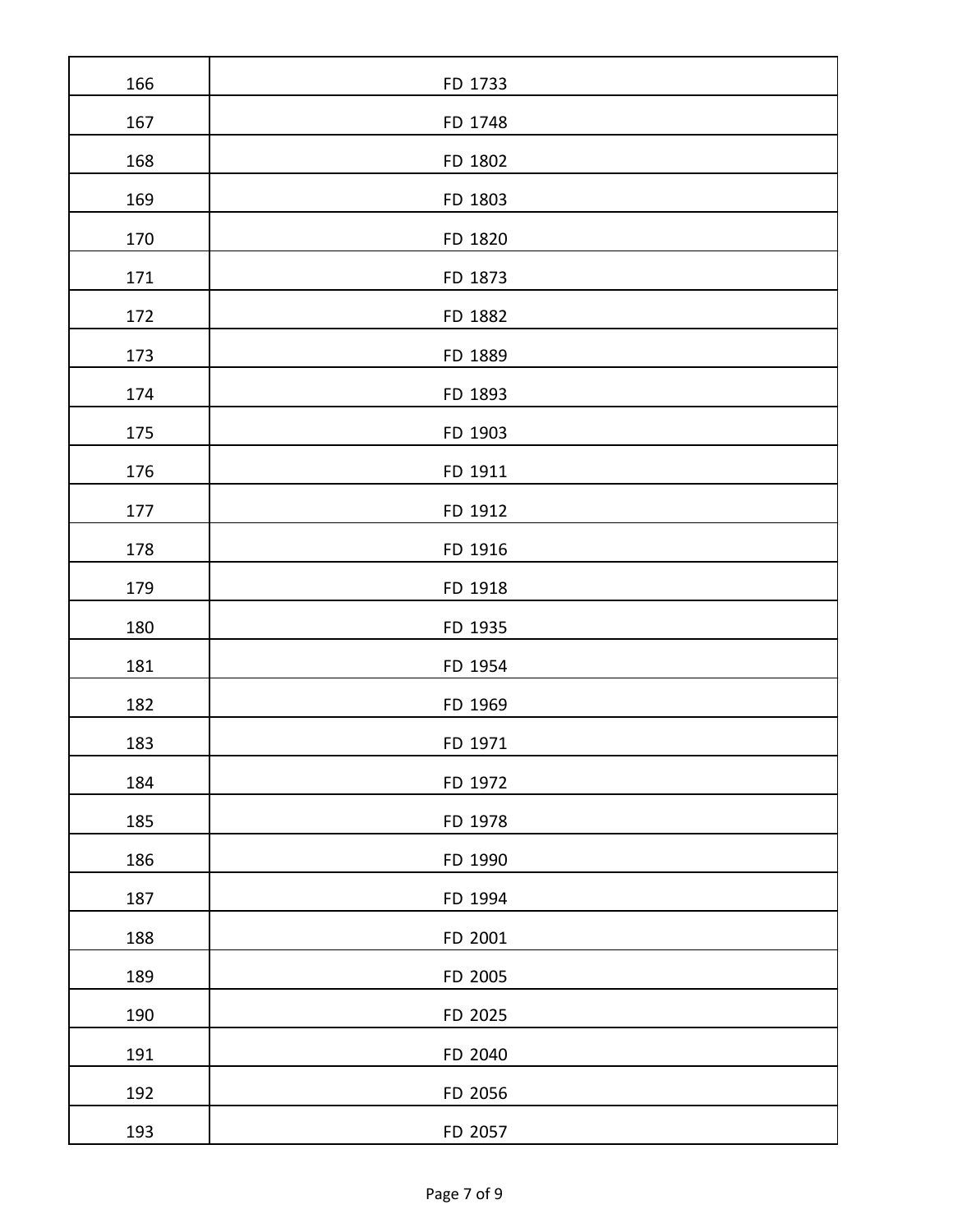| | |
|---|---|
| 166 | FD 1733 |
| 167 | FD 1748 |
| 168 | FD 1802 |
| 169 | FD 1803 |
| 170 | FD 1820 |
| 171 | FD 1873 |
| 172 | FD 1882 |
| 173 | FD 1889 |
| 174 | FD 1893 |
| 175 | FD 1903 |
| 176 | FD 1911 |
| 177 | FD 1912 |
| 178 | FD 1916 |
| 179 | FD 1918 |
| 180 | FD 1935 |
| 181 | FD 1954 |
| 182 | FD 1969 |
| 183 | FD 1971 |
| 184 | FD 1972 |
| 185 | FD 1978 |
| 186 | FD 1990 |
| 187 | FD 1994 |
| 188 | FD 2001 |
| 189 | FD 2005 |
| 190 | FD 2025 |
| 191 | FD 2040 |
| 192 | FD 2056 |
| 193 | FD 2057 |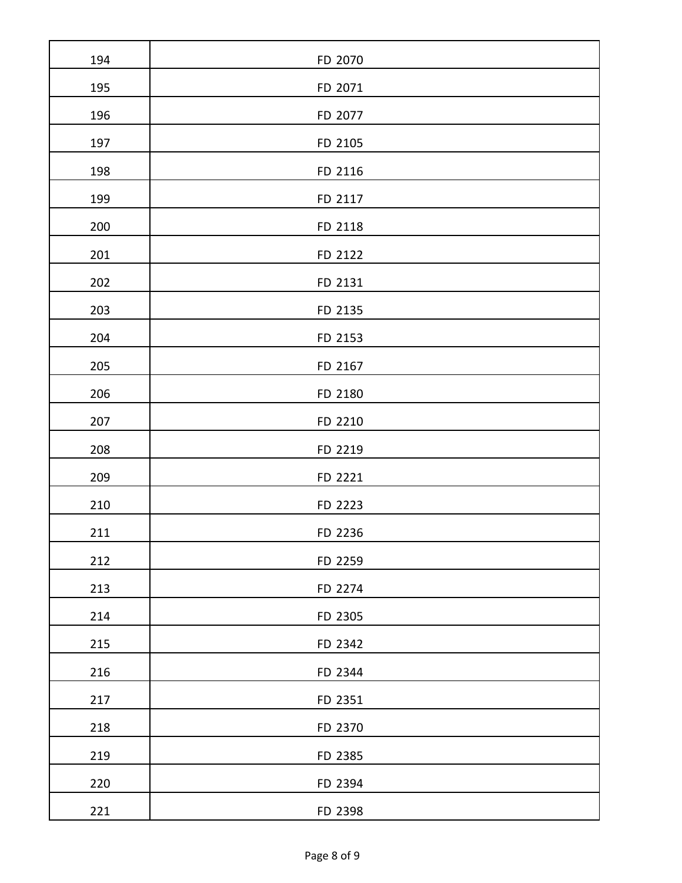| 194 | FD 2070 |
|---|---|
| 195 | FD 2071 |
| 196 | FD 2077 |
| 197 | FD 2105 |
| 198 | FD 2116 |
| 199 | FD 2117 |
| 200 | FD 2118 |
| 201 | FD 2122 |
| 202 | FD 2131 |
| 203 | FD 2135 |
| 204 | FD 2153 |
| 205 | FD 2167 |
| 206 | FD 2180 |
| 207 | FD 2210 |
| 208 | FD 2219 |
| 209 | FD 2221 |
| 210 | FD 2223 |
| 211 | FD 2236 |
| 212 | FD 2259 |
| 213 | FD 2274 |
| 214 | FD 2305 |
| 215 | FD 2342 |
| 216 | FD 2344 |
| 217 | FD 2351 |
| 218 | FD 2370 |
| 219 | FD 2385 |
| 220 | FD 2394 |
| 221 | FD 2398 |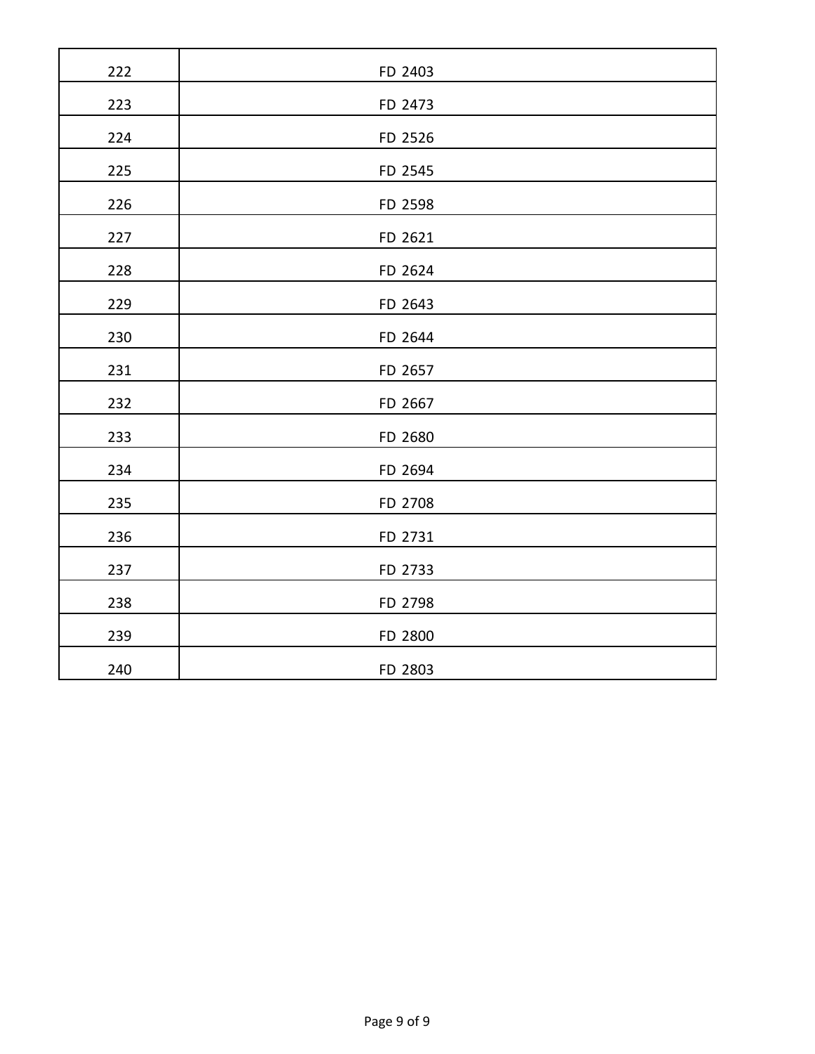| | |
|---|---|
| 222 | FD 2403 |
| 223 | FD 2473 |
| 224 | FD 2526 |
| 225 | FD 2545 |
| 226 | FD 2598 |
| 227 | FD 2621 |
| 228 | FD 2624 |
| 229 | FD 2643 |
| 230 | FD 2644 |
| 231 | FD 2657 |
| 232 | FD 2667 |
| 233 | FD 2680 |
| 234 | FD 2694 |
| 235 | FD 2708 |
| 236 | FD 2731 |
| 237 | FD 2733 |
| 238 | FD 2798 |
| 239 | FD 2800 |
| 240 | FD 2803 |